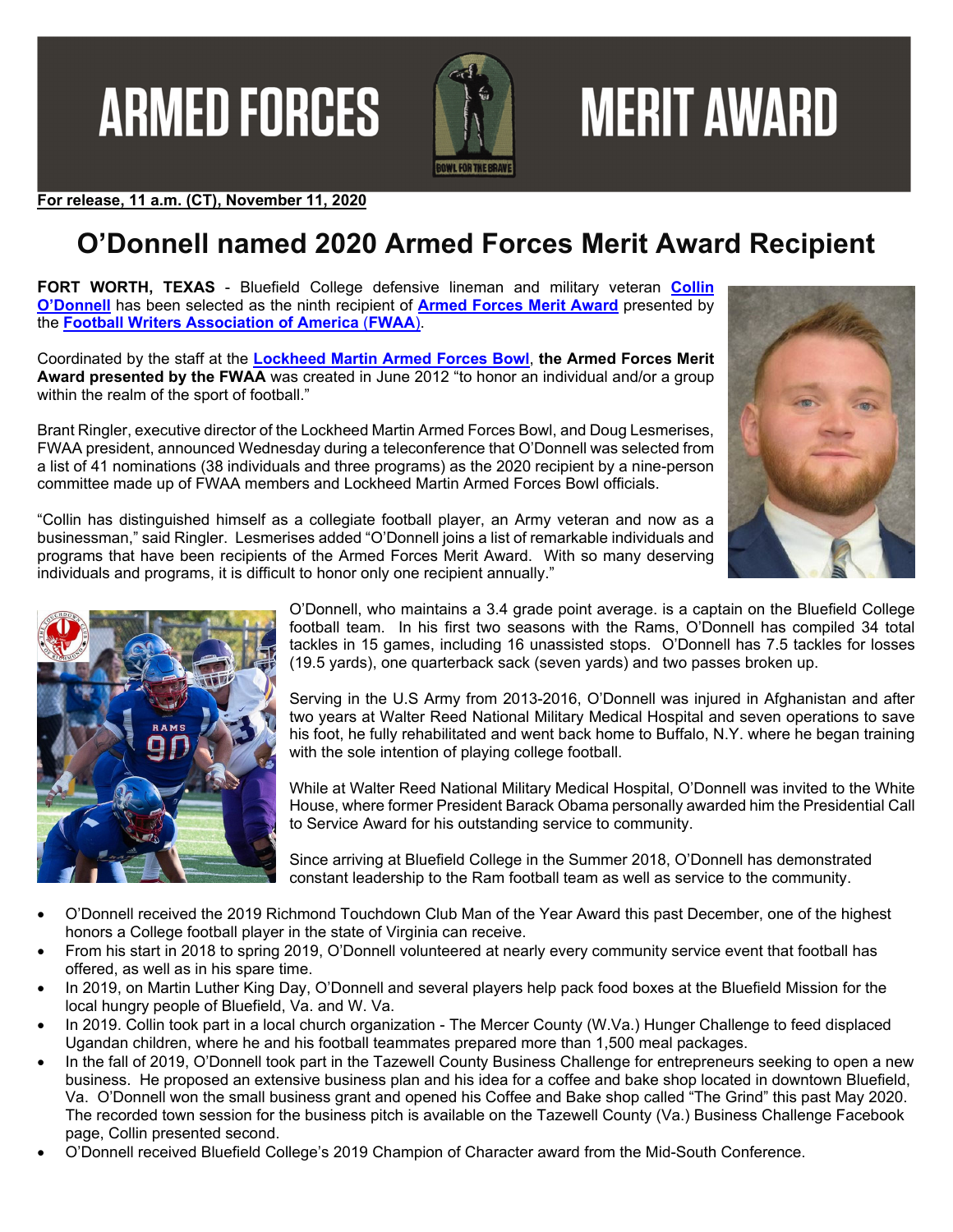# ARMED FORCES MERIT AWARD

**For release, 11 a.m. (CT), November 11, 2020**

## O'Donnell named 2020 Armed Forces Merit Award Recipient

**FORT WORTH, TEXAS** - Bluefield College defensive lineman and military veteran **Collin O'Donnell** has been selected as the ninth recipient of **Armed Forces Merit Award** presented by the **Football Writers Association of America (FWAA)**.

Coordinated by the staff at the **Lockheed Martin Armed Forces Bowl**, **the Armed Forces Merit Award presented by the FWAA** was created in June 2012 "to honor an individual and/or a group within the realm of the sport of football."

Brant Ringler, executive director of the Lockheed Martin Armed Forces Bowl, and Doug Lesmerises, FWAA president, announced Wednesday during a teleconference that O'Donnell was selected from a list of 41 nominations (38 individuals and three programs) as the 2020 recipient by a nine-person committee made up of FWAA members and Lockheed Martin Armed Forces Bowl officials.

"Collin has distinguished himself as a collegiate football player, an Army veteran and now as a businessman," said Ringler. Lesmerises added "O'Donnell joins a list of remarkable individuals and programs that have been recipients of the Armed Forces Merit Award. With so many deserving individuals and programs, it is difficult to honor only one recipient annually."

O'Donnell, who maintains a 3.4 grade point average. is a captain on the Bluefield College football team. In his first two seasons with the Rams, O'Donnell has compiled 34 total tackles in 15 games, including 16 unassisted stops. O'Donnell has 7.5 tackles for losses (19.5 yards), one quarterback sack (seven yards) and two passes broken up.

Serving in the U.S Army from 2013-2016, O'Donnell was injured in Afghanistan and after two years at Walter Reed National Military Medical Hospital and seven operations to save his foot, he fully rehabilitated and went back home to Buffalo, N.Y. where he began training with the sole intention of playing college football.

While at Walter Reed National Military Medical Hospital, O'Donnell was invited to the White House, where former President Barack Obama personally awarded him the Presidential Call to Service Award for his outstanding service to community.

Since arriving at Bluefield College in the Summer 2018, O'Donnell has demonstrated constant leadership to the Ram football team as well as service to the community.

- O'Donnell received the 2019 Richmond Touchdown Club Man of the Year Award this past December, one of the highest honors a College football player in the state of Virginia can receive.
- From his start in 2018 to spring 2019, O'Donnell volunteered at nearly every community service event that football has offered, as well as in his spare time.
- In 2019, on Martin Luther King Day, O'Donnell and several players help pack food boxes at the Bluefield Mission for the local hungry people of Bluefield, Va. and W. Va.
- In 2019. Collin took part in a local church organization - The Mercer County (W.Va.) Hunger Challenge to feed displaced Ugandan children, where he and his football teammates prepared more than 1,500 meal packages.
- In the fall of 2019, O'Donnell took part in the Tazewell County Business Challenge for entrepreneurs seeking to open a new business. He proposed an extensive business plan and his idea for a coffee and bake shop located in downtown Bluefield, Va. O'Donnell won the small business grant and opened his Coffee and Bake shop called "The Grind" this past May 2020. The recorded town session for the business pitch is available on the Tazewell County (Va.) Business Challenge Facebook page, Collin presented second.
- O'Donnell received Bluefield College's 2019 Champion of Character award from the Mid-South Conference.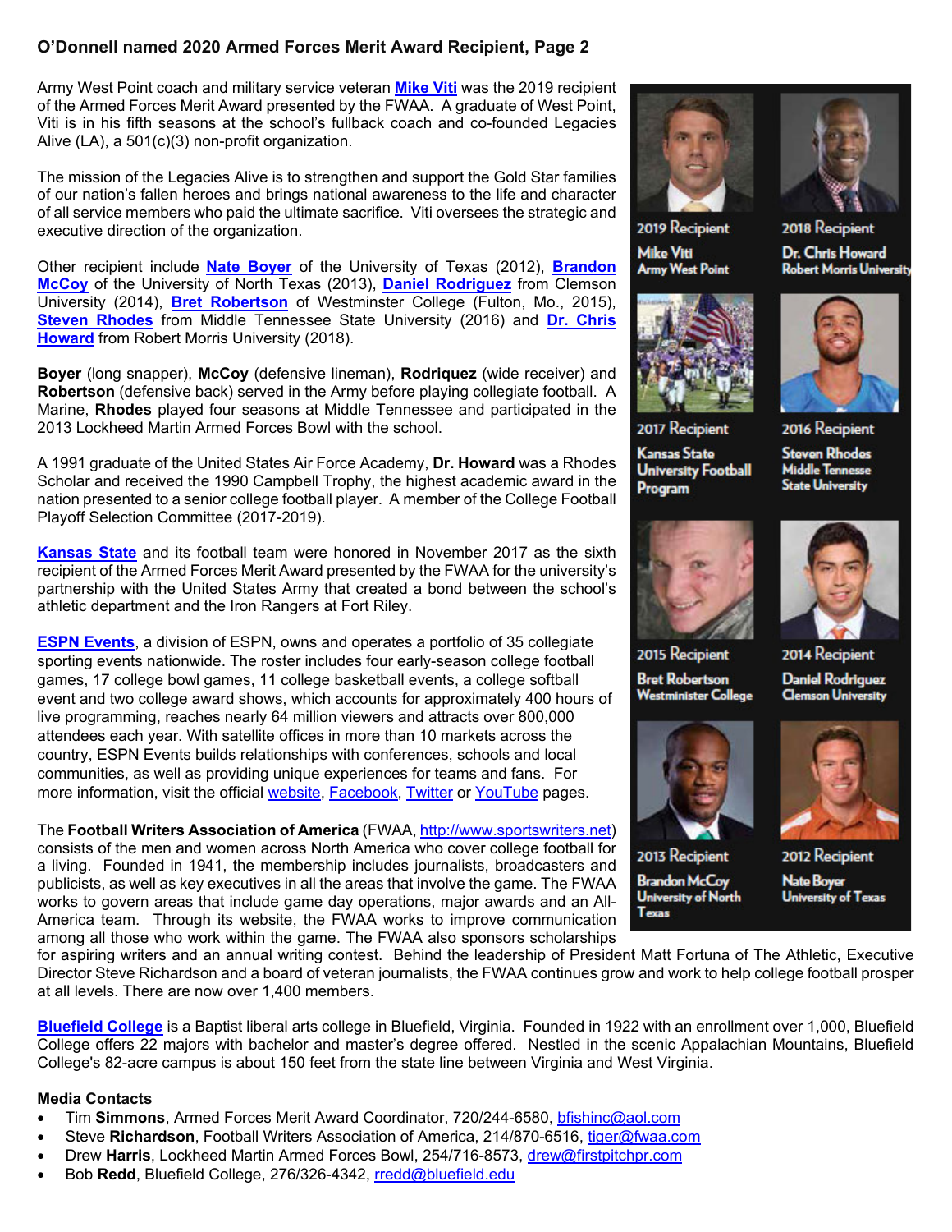## O'Donnell named 2020 Armed Forces Merit Award Recipient, Page 2

Army West Point coach and military service veteran **Mike Viti** was the 2019 recipient of the Armed Forces Merit Award presented by the FWAA. A graduate of West Point, Viti is in his fifth seasons at the school's fullback coach and co-founded Legacies Alive (LA), a 501(c)(3) non-profit organization.

The mission of the Legacies Alive is to strengthen and support the Gold Star families of our nation's fallen heroes and brings national awareness to the life and character of all service members who paid the ultimate sacrifice. Viti oversees the strategic and executive direction of the organization.

Other recipient include **Nate Boyer** of the University of Texas (2012), **Brandon McCoy** of the University of North Texas (2013), **Daniel Rodriguez** from Clemson University (2014), **Bret Robertson** of Westminster College (Fulton, Mo., 2015), **Steven Rhodes** from Middle Tennessee State University (2016) and **Dr. Chris Howard** from Robert Morris University (2018).

**Boyer** (long snapper), **McCoy** (defensive lineman), **Rodriquez** (wide receiver) and **Robertson** (defensive back) served in the Army before playing collegiate football. A Marine, **Rhodes** played four seasons at Middle Tennessee and participated in the 2013 Lockheed Martin Armed Forces Bowl with the school.

A 1991 graduate of the United States Air Force Academy, **Dr. Howard** was a Rhodes Scholar and received the 1990 Campbell Trophy, the highest academic award in the nation presented to a senior college football player. A member of the College Football Playoff Selection Committee (2017-2019).

**Kansas State** and its football team were honored in November 2017 as the sixth recipient of the Armed Forces Merit Award presented by the FWAA for the university's partnership with the United States Army that created a bond between the school's athletic department and the Iron Rangers at Fort Riley.

2019 Recipient
Mike Viti
Army West Point

2018 Recipient
Dr. Chris Howard
Robert Morris University

2017 Recipient
Kansas State University Football Program

2016 Recipient
Steven Rhodes
Middle Tennesse State University

2015 Recipient
Bret Robertson
Westminister College

2014 Recipient
Daniel Rodriguez
Clemson University

2013 Recipient
Brandon McCoy
University of North Texas

2012 Recipient
Nate Boyer
University of Texas

**ESPN Events**, a division of ESPN, owns and operates a portfolio of 35 collegiate sporting events nationwide. The roster includes four early-season college football games, 17 college bowl games, 11 college basketball events, a college softball event and two college award shows, which accounts for approximately 400 hours of live programming, reaches nearly 64 million viewers and attracts over 800,000 attendees each year. With satellite offices in more than 10 markets across the country, ESPN Events builds relationships with conferences, schools and local communities, as well as providing unique experiences for teams and fans. For more information, visit the official website, Facebook, Twitter or YouTube pages.

The **Football Writers Association of America** (FWAA, http://www.sportswriters.net) consists of the men and women across North America who cover college football for a living. Founded in 1941, the membership includes journalists, broadcasters and publicists, as well as key executives in all the areas that involve the game. The FWAA works to govern areas that include game day operations, major awards and an All-America team. Through its website, the FWAA works to improve communication among all those who work within the game. The FWAA also sponsors scholarships for aspiring writers and an annual writing contest. Behind the leadership of President Matt Fortuna of The Athletic, Executive Director Steve Richardson and a board of veteran journalists, the FWAA continues grow and work to help college football prosper at all levels. There are now over 1,400 members.

**Bluefield College** is a Baptist liberal arts college in Bluefield, Virginia. Founded in 1922 with an enrollment over 1,000, Bluefield College offers 22 majors with bachelor and master's degree offered. Nestled in the scenic Appalachian Mountains, Bluefield College's 82-acre campus is about 150 feet from the state line between Virginia and West Virginia.

**Media Contacts**

- Tim **Simmons**, Armed Forces Merit Award Coordinator, 720/244-6580, bfishinc@aol.com
- Steve **Richardson**, Football Writers Association of America, 214/870-6516, tiger@fwaa.com
- Drew **Harris**, Lockheed Martin Armed Forces Bowl, 254/716-8573, drew@firstpitchpr.com
- Bob **Redd**, Bluefield College, 276/326-4342, rredd@bluefield.edu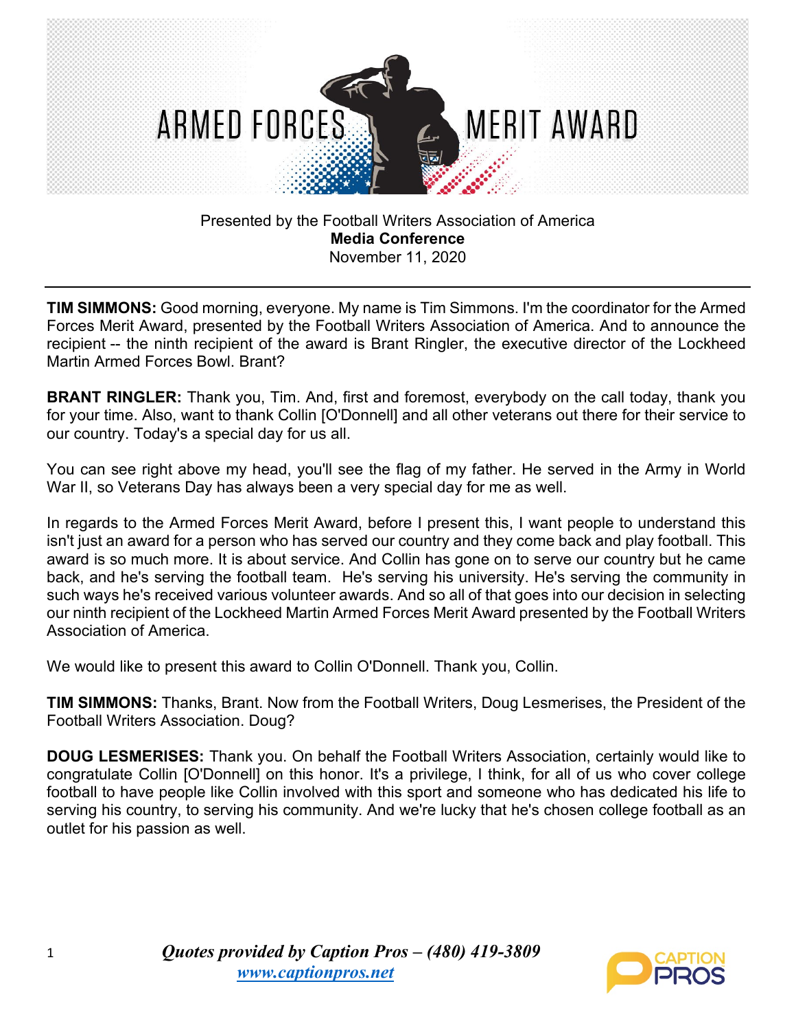# ARMED FORCES MERIT AWARD

Presented by the Football Writers Association of America
**Media Conference**
November 11, 2020

---

**TIM SIMMONS:** Good morning, everyone. My name is Tim Simmons. I'm the coordinator for the Armed Forces Merit Award, presented by the Football Writers Association of America. And to announce the recipient -- the ninth recipient of the award is Brant Ringler, the executive director of the Lockheed Martin Armed Forces Bowl. Brant?

**BRANT RINGLER:** Thank you, Tim. And, first and foremost, everybody on the call today, thank you for your time. Also, want to thank Collin [O'Donnell] and all other veterans out there for their service to our country. Today's a special day for us all.

You can see right above my head, you'll see the flag of my father. He served in the Army in World War II, so Veterans Day has always been a very special day for me as well.

In regards to the Armed Forces Merit Award, before I present this, I want people to understand this isn't just an award for a person who has served our country and they come back and play football. This award is so much more. It is about service. And Collin has gone on to serve our country but he came back, and he's serving the football team. He's serving his university. He's serving the community in such ways he's received various volunteer awards. And so all of that goes into our decision in selecting our ninth recipient of the Lockheed Martin Armed Forces Merit Award presented by the Football Writers Association of America.

We would like to present this award to Collin O'Donnell. Thank you, Collin.

**TIM SIMMONS:** Thanks, Brant. Now from the Football Writers, Doug Lesmerises, the President of the Football Writers Association. Doug?

**DOUG LESMERISES:** Thank you. On behalf the Football Writers Association, certainly would like to congratulate Collin [O'Donnell] on this honor. It's a privilege, I think, for all of us who cover college football to have people like Collin involved with this sport and someone who has dedicated his life to serving his country, to serving his community. And we're lucky that he's chosen college football as an outlet for his passion as well.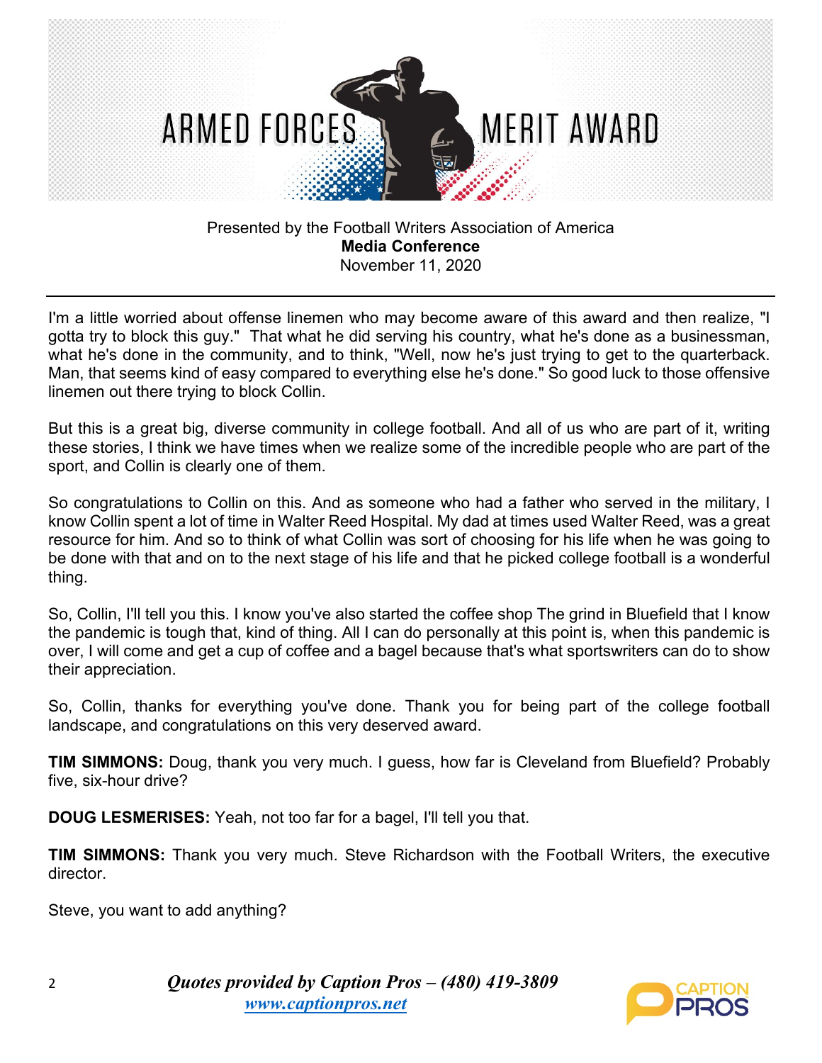I'm a little worried about offense linemen who may become aware of this award and then realize, "I gotta try to block this guy." That what he did serving his country, what he's done as a businessman, what he's done in the community, and to think, "Well, now he's just trying to get to the quarterback. Man, that seems kind of easy compared to everything else he's done." So good luck to those offensive linemen out there trying to block Collin.

But this is a great big, diverse community in college football. And all of us who are part of it, writing these stories, I think we have times when we realize some of the incredible people who are part of the sport, and Collin is clearly one of them.

So congratulations to Collin on this. And as someone who had a father who served in the military, I know Collin spent a lot of time in Walter Reed Hospital. My dad at times used Walter Reed, was a great resource for him. And so to think of what Collin was sort of choosing for his life when he was going to be done with that and on to the next stage of his life and that he picked college football is a wonderful thing.

So, Collin, I'll tell you this. I know you've also started the coffee shop The grind in Bluefield that I know the pandemic is tough that, kind of thing. All I can do personally at this point is, when this pandemic is over, I will come and get a cup of coffee and a bagel because that's what sportswriters can do to show their appreciation.

So, Collin, thanks for everything you've done. Thank you for being part of the college football landscape, and congratulations on this very deserved award.

**TIM SIMMONS:** Doug, thank you very much. I guess, how far is Cleveland from Bluefield? Probably five, six-hour drive?

**DOUG LESMERISES:** Yeah, not too far for a bagel, I'll tell you that.

**TIM SIMMONS:** Thank you very much. Steve Richardson with the Football Writers, the executive director.

Steve, you want to add anything?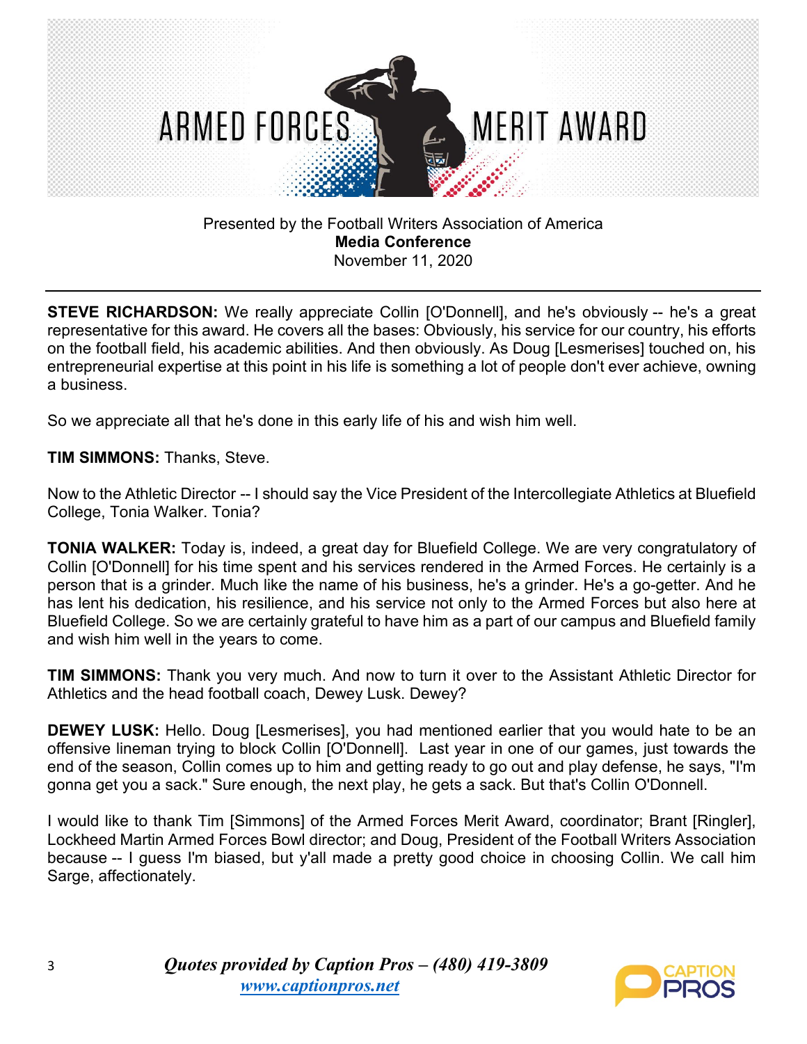Presented by the Football Writers Association of America
**Media Conference**
November 11, 2020

---

**STEVE RICHARDSON:** We really appreciate Collin [O'Donnell], and he's obviously -- he's a great representative for this award. He covers all the bases: Obviously, his service for our country, his efforts on the football field, his academic abilities. And then obviously. As Doug [Lesmerises] touched on, his entrepreneurial expertise at this point in his life is something a lot of people don't ever achieve, owning a business.

So we appreciate all that he's done in this early life of his and wish him well.

**TIM SIMMONS:** Thanks, Steve.

Now to the Athletic Director -- I should say the Vice President of the Intercollegiate Athletics at Bluefield College, Tonia Walker. Tonia?

**TONIA WALKER:** Today is, indeed, a great day for Bluefield College. We are very congratulatory of Collin [O'Donnell] for his time spent and his services rendered in the Armed Forces. He certainly is a person that is a grinder. Much like the name of his business, he's a grinder. He's a go-getter. And he has lent his dedication, his resilience, and his service not only to the Armed Forces but also here at Bluefield College. So we are certainly grateful to have him as a part of our campus and Bluefield family and wish him well in the years to come.

**TIM SIMMONS:** Thank you very much. And now to turn it over to the Assistant Athletic Director for Athletics and the head football coach, Dewey Lusk. Dewey?

**DEWEY LUSK:** Hello. Doug [Lesmerises], you had mentioned earlier that you would hate to be an offensive lineman trying to block Collin [O'Donnell]. Last year in one of our games, just towards the end of the season, Collin comes up to him and getting ready to go out and play defense, he says, "I'm gonna get you a sack." Sure enough, the next play, he gets a sack. But that's Collin O'Donnell.

I would like to thank Tim [Simmons] of the Armed Forces Merit Award, coordinator; Brant [Ringler], Lockheed Martin Armed Forces Bowl director; and Doug, President of the Football Writers Association because -- I guess I'm biased, but y'all made a pretty good choice in choosing Collin. We call him Sarge, affectionately.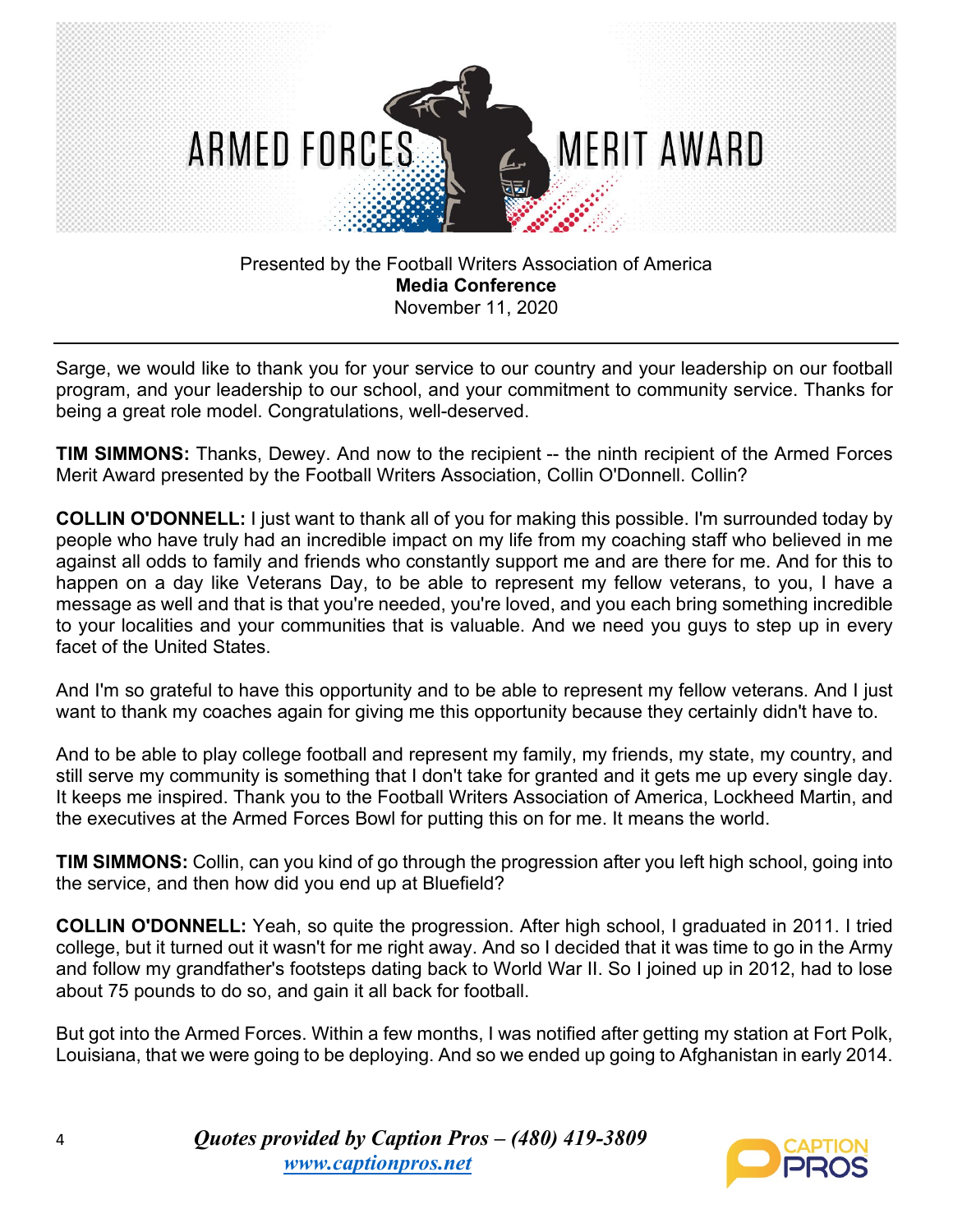Sarge, we would like to thank you for your service to our country and your leadership on our football program, and your leadership to our school, and your commitment to community service. Thanks for being a great role model. Congratulations, well-deserved.

**TIM SIMMONS:** Thanks, Dewey. And now to the recipient -- the ninth recipient of the Armed Forces Merit Award presented by the Football Writers Association, Collin O'Donnell. Collin?

**COLLIN O'DONNELL:** I just want to thank all of you for making this possible. I'm surrounded today by people who have truly had an incredible impact on my life from my coaching staff who believed in me against all odds to family and friends who constantly support me and are there for me. And for this to happen on a day like Veterans Day, to be able to represent my fellow veterans, to you, I have a message as well and that is that you're needed, you're loved, and you each bring something incredible to your localities and your communities that is valuable. And we need you guys to step up in every facet of the United States.

And I'm so grateful to have this opportunity and to be able to represent my fellow veterans. And I just want to thank my coaches again for giving me this opportunity because they certainly didn't have to.

And to be able to play college football and represent my family, my friends, my state, my country, and still serve my community is something that I don't take for granted and it gets me up every single day. It keeps me inspired. Thank you to the Football Writers Association of America, Lockheed Martin, and the executives at the Armed Forces Bowl for putting this on for me. It means the world.

**TIM SIMMONS:** Collin, can you kind of go through the progression after you left high school, going into the service, and then how did you end up at Bluefield?

**COLLIN O'DONNELL:** Yeah, so quite the progression. After high school, I graduated in 2011. I tried college, but it turned out it wasn't for me right away. And so I decided that it was time to go in the Army and follow my grandfather's footsteps dating back to World War II. So I joined up in 2012, had to lose about 75 pounds to do so, and gain it all back for football.

But got into the Armed Forces. Within a few months, I was notified after getting my station at Fort Polk, Louisiana, that we were going to be deploying. And so we ended up going to Afghanistan in early 2014.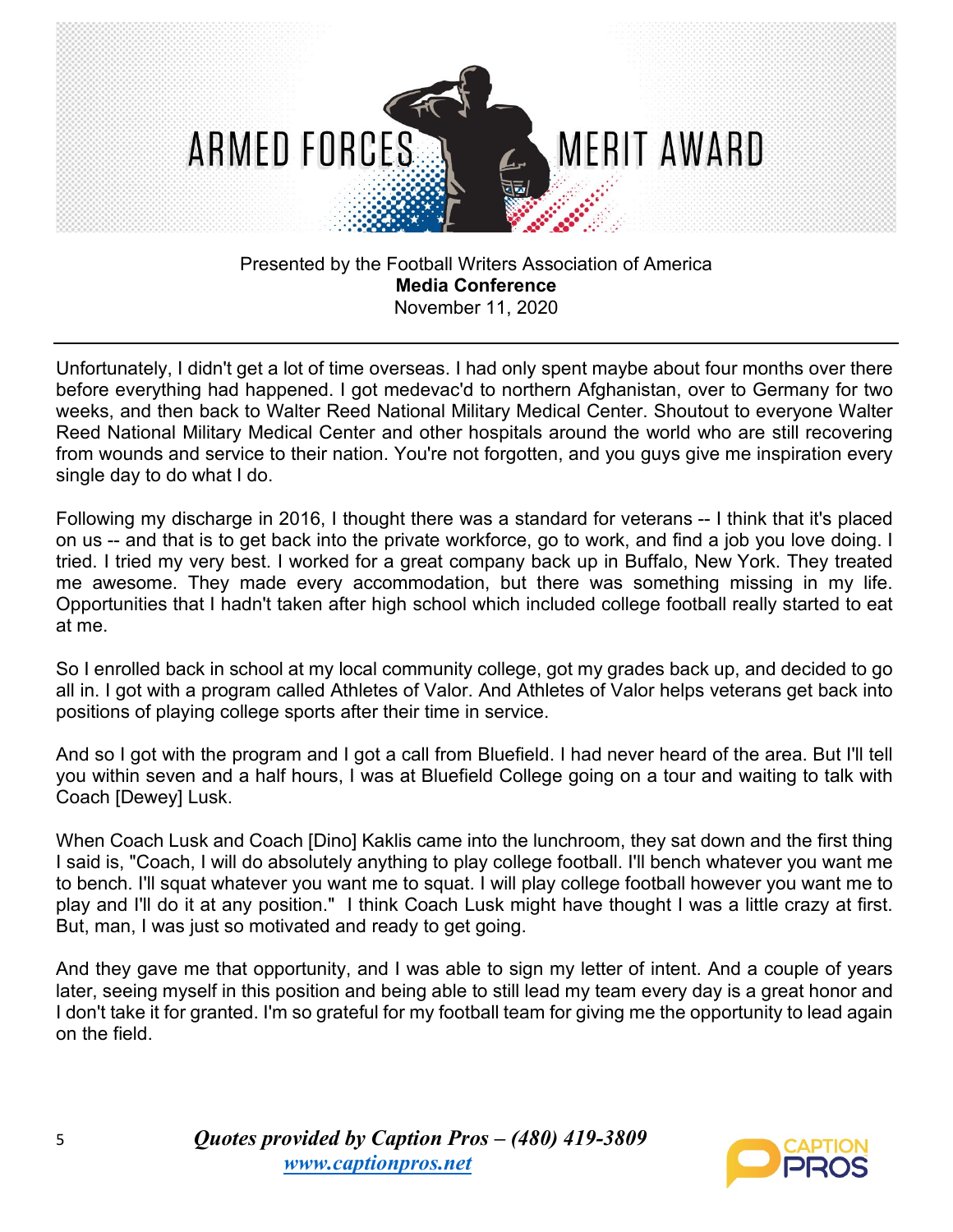Unfortunately, I didn't get a lot of time overseas. I had only spent maybe about four months over there before everything had happened. I got medevac'd to northern Afghanistan, over to Germany for two weeks, and then back to Walter Reed National Military Medical Center. Shoutout to everyone Walter Reed National Military Medical Center and other hospitals around the world who are still recovering from wounds and service to their nation. You're not forgotten, and you guys give me inspiration every single day to do what I do.

Following my discharge in 2016, I thought there was a standard for veterans -- I think that it's placed on us -- and that is to get back into the private workforce, go to work, and find a job you love doing. I tried. I tried my very best. I worked for a great company back up in Buffalo, New York. They treated me awesome. They made every accommodation, but there was something missing in my life. Opportunities that I hadn't taken after high school which included college football really started to eat at me.

So I enrolled back in school at my local community college, got my grades back up, and decided to go all in. I got with a program called Athletes of Valor. And Athletes of Valor helps veterans get back into positions of playing college sports after their time in service.

And so I got with the program and I got a call from Bluefield. I had never heard of the area. But I'll tell you within seven and a half hours, I was at Bluefield College going on a tour and waiting to talk with Coach [Dewey] Lusk.

When Coach Lusk and Coach [Dino] Kaklis came into the lunchroom, they sat down and the first thing I said is, "Coach, I will do absolutely anything to play college football. I'll bench whatever you want me to bench. I'll squat whatever you want me to squat. I will play college football however you want me to play and I'll do it at any position." I think Coach Lusk might have thought I was a little crazy at first. But, man, I was just so motivated and ready to get going.

And they gave me that opportunity, and I was able to sign my letter of intent. And a couple of years later, seeing myself in this position and being able to still lead my team every day is a great honor and I don't take it for granted. I'm so grateful for my football team for giving me the opportunity to lead again on the field.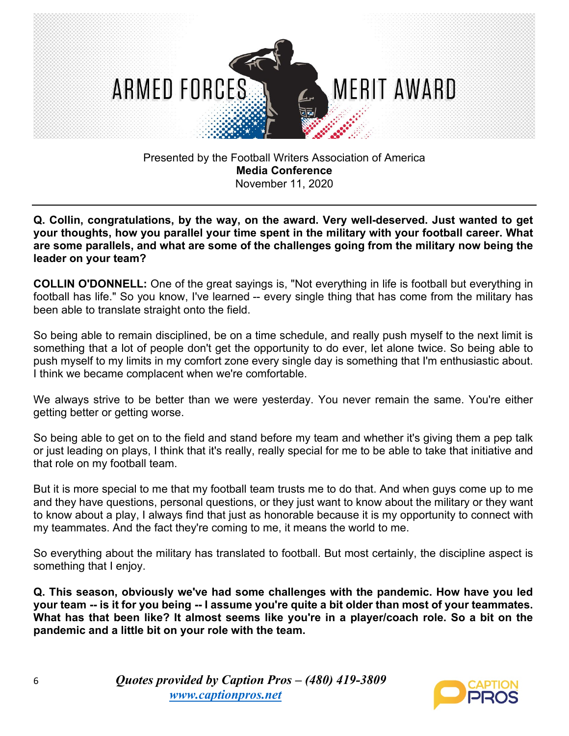# ARMED FORCES MERIT AWARD

Presented by the Football Writers Association of America

**Media Conference**

November 11, 2020

---

**Q. Collin, congratulations, by the way, on the award. Very well-deserved. Just wanted to get your thoughts, how you parallel your time spent in the military with your football career. What are some parallels, and what are some of the challenges going from the military now being the leader on your team?**

**COLLIN O'DONNELL:** One of the great sayings is, "Not everything in life is football but everything in football has life." So you know, I've learned -- every single thing that has come from the military has been able to translate straight onto the field.

So being able to remain disciplined, be on a time schedule, and really push myself to the next limit is something that a lot of people don't get the opportunity to do ever, let alone twice. So being able to push myself to my limits in my comfort zone every single day is something that I'm enthusiastic about. I think we became complacent when we're comfortable.

We always strive to be better than we were yesterday. You never remain the same. You're either getting better or getting worse.

So being able to get on to the field and stand before my team and whether it's giving them a pep talk or just leading on plays, I think that it's really, really special for me to be able to take that initiative and that role on my football team.

But it is more special to me that my football team trusts me to do that. And when guys come up to me and they have questions, personal questions, or they just want to know about the military or they want to know about a play, I always find that just as honorable because it is my opportunity to connect with my teammates. And the fact they're coming to me, it means the world to me.

So everything about the military has translated to football. But most certainly, the discipline aspect is something that I enjoy.

**Q. This season, obviously we've had some challenges with the pandemic. How have you led your team -- is it for you being -- I assume you're quite a bit older than most of your teammates. What has that been like? It almost seems like you're in a player/coach role. So a bit on the pandemic and a little bit on your role with the team.**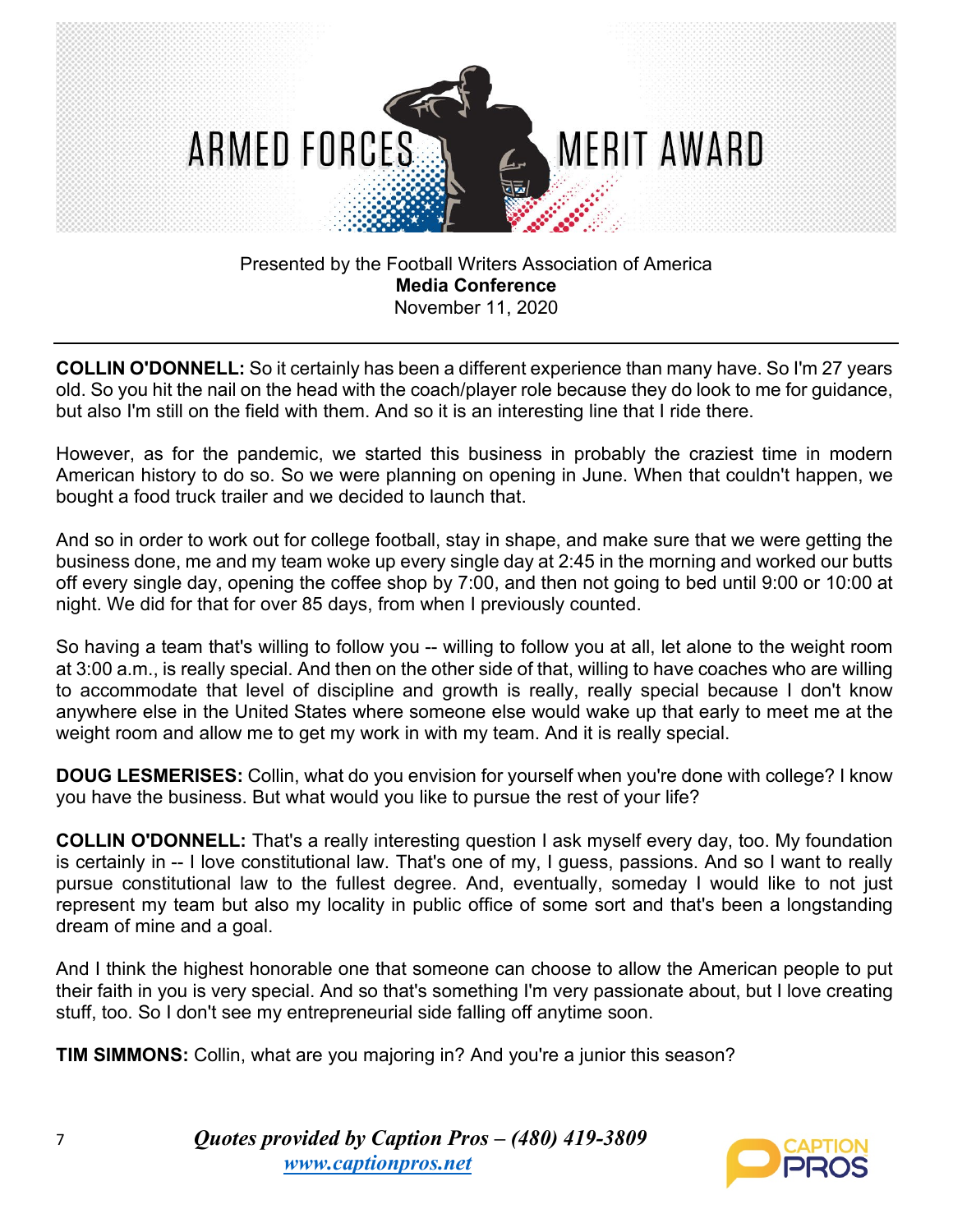# ARMED FORCES MERIT AWARD

Presented by the Football Writers Association of America
**Media Conference**
November 11, 2020

---

**COLLIN O'DONNELL:** So it certainly has been a different experience than many have. So I'm 27 years old. So you hit the nail on the head with the coach/player role because they do look to me for guidance, but also I'm still on the field with them. And so it is an interesting line that I ride there.

However, as for the pandemic, we started this business in probably the craziest time in modern American history to do so. So we were planning on opening in June. When that couldn't happen, we bought a food truck trailer and we decided to launch that.

And so in order to work out for college football, stay in shape, and make sure that we were getting the business done, me and my team woke up every single day at 2:45 in the morning and worked our butts off every single day, opening the coffee shop by 7:00, and then not going to bed until 9:00 or 10:00 at night. We did for that for over 85 days, from when I previously counted.

So having a team that's willing to follow you -- willing to follow you at all, let alone to the weight room at 3:00 a.m., is really special. And then on the other side of that, willing to have coaches who are willing to accommodate that level of discipline and growth is really, really special because I don't know anywhere else in the United States where someone else would wake up that early to meet me at the weight room and allow me to get my work in with my team. And it is really special.

**DOUG LESMERISES:** Collin, what do you envision for yourself when you're done with college? I know you have the business. But what would you like to pursue the rest of your life?

**COLLIN O'DONNELL:** That's a really interesting question I ask myself every day, too. My foundation is certainly in -- I love constitutional law. That's one of my, I guess, passions. And so I want to really pursue constitutional law to the fullest degree. And, eventually, someday I would like to not just represent my team but also my locality in public office of some sort and that's been a longstanding dream of mine and a goal.

And I think the highest honorable one that someone can choose to allow the American people to put their faith in you is very special. And so that's something I'm very passionate about, but I love creating stuff, too. So I don't see my entrepreneurial side falling off anytime soon.

**TIM SIMMONS:** Collin, what are you majoring in? And you're a junior this season?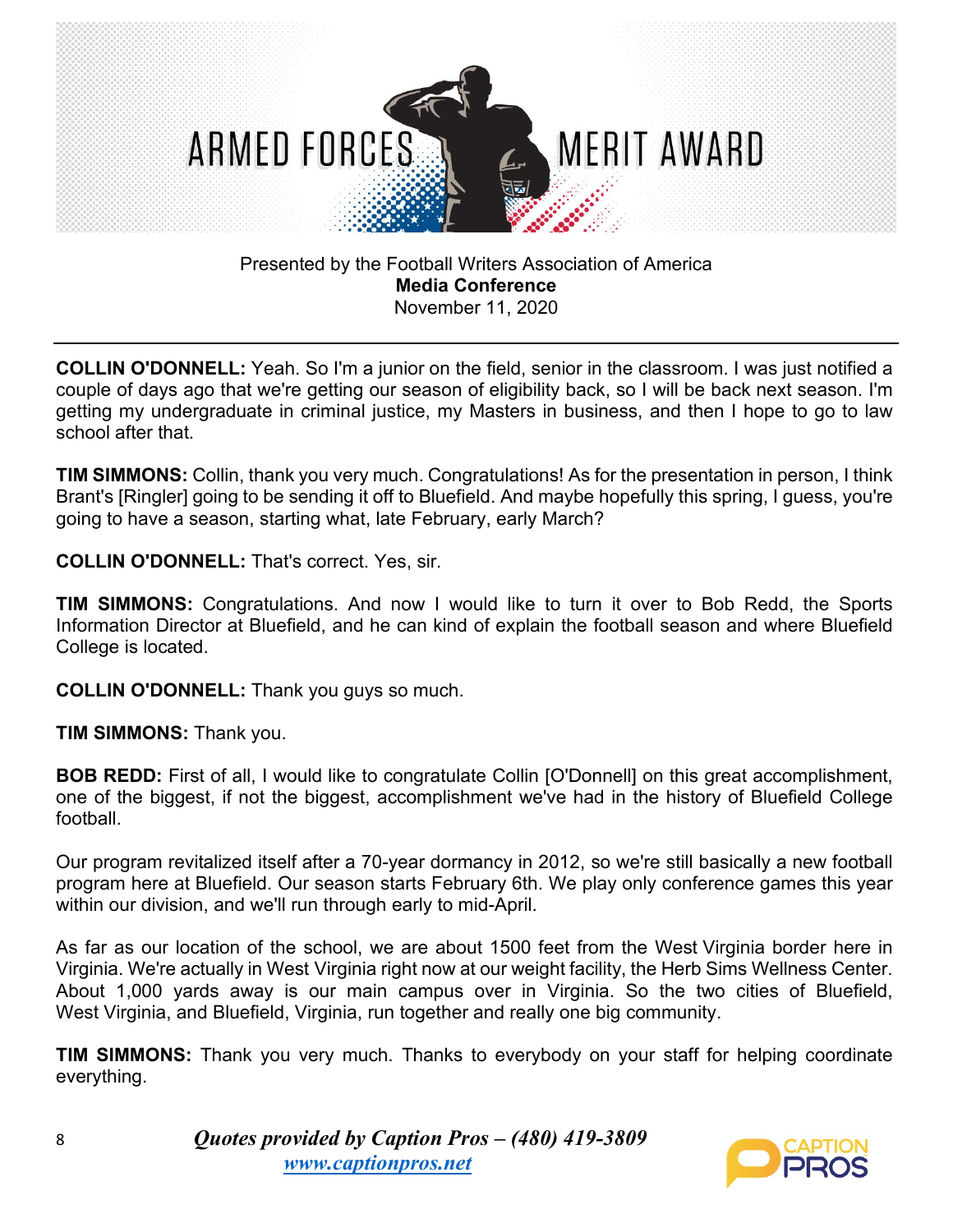Presented by the Football Writers Association of America
**Media Conference**
November 11, 2020

---

**COLLIN O'DONNELL:** Yeah. So I'm a junior on the field, senior in the classroom. I was just notified a couple of days ago that we're getting our season of eligibility back, so I will be back next season. I'm getting my undergraduate in criminal justice, my Masters in business, and then I hope to go to law school after that.

**TIM SIMMONS:** Collin, thank you very much. Congratulations! As for the presentation in person, I think Brant's [Ringler] going to be sending it off to Bluefield. And maybe hopefully this spring, I guess, you're going to have a season, starting what, late February, early March?

**COLLIN O'DONNELL:** That's correct. Yes, sir.

**TIM SIMMONS:** Congratulations. And now I would like to turn it over to Bob Redd, the Sports Information Director at Bluefield, and he can kind of explain the football season and where Bluefield College is located.

**COLLIN O'DONNELL:** Thank you guys so much.

**TIM SIMMONS:** Thank you.

**BOB REDD:** First of all, I would like to congratulate Collin [O'Donnell] on this great accomplishment, one of the biggest, if not the biggest, accomplishment we've had in the history of Bluefield College football.

Our program revitalized itself after a 70-year dormancy in 2012, so we're still basically a new football program here at Bluefield. Our season starts February 6th. We play only conference games this year within our division, and we'll run through early to mid-April.

As far as our location of the school, we are about 1500 feet from the West Virginia border here in Virginia. We're actually in West Virginia right now at our weight facility, the Herb Sims Wellness Center. About 1,000 yards away is our main campus over in Virginia. So the two cities of Bluefield, West Virginia, and Bluefield, Virginia, run together and really one big community.

**TIM SIMMONS:** Thank you very much. Thanks to everybody on your staff for helping coordinate everything.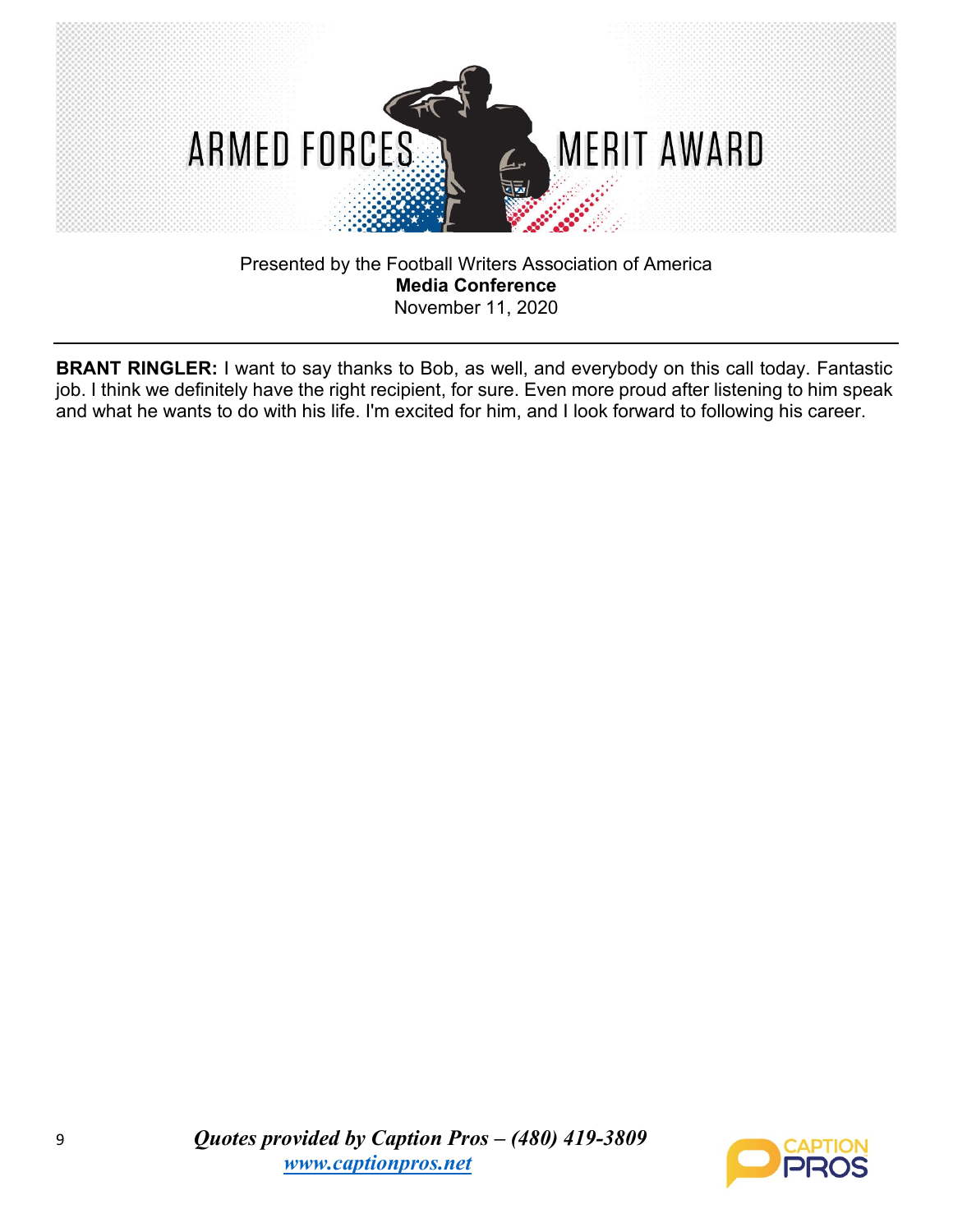ARMED FORCES MERIT AWARD

Presented by the Football Writers Association of America
**Media Conference**
November 11, 2020

---

**BRANT RINGLER:** I want to say thanks to Bob, as well, and everybody on this call today. Fantastic job. I think we definitely have the right recipient, for sure. Even more proud after listening to him speak and what he wants to do with his life. I'm excited for him, and I look forward to following his career.

***Quotes provided by Caption Pros – (480) 419-3809***
***www.captionpros.net***